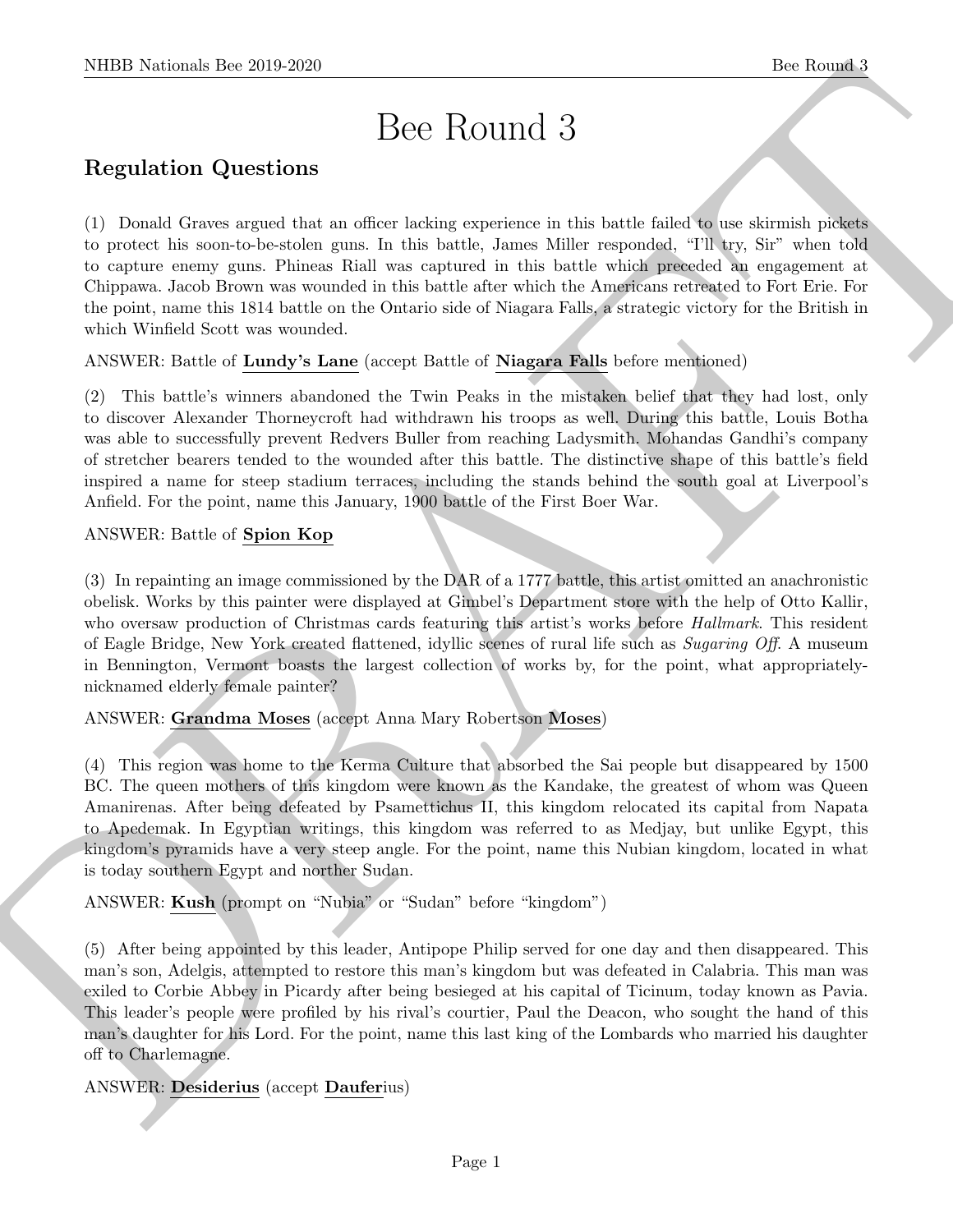# Bee Round 3

## Regulation Questions

(1) Donald Graves argued that an officer lacking experience in this battle failed to use skirmish pickets to protect his soon-to-be-stolen guns. In this battle, James Miller responded, "I'll try, Sir" when told to capture enemy guns. Phineas Riall was captured in this battle which preceded an engagement at Chippawa. Jacob Brown was wounded in this battle after which the Americans retreated to Fort Erie. For the point, name this 1814 battle on the Ontario side of Niagara Falls, a strategic victory for the British in which Winfield Scott was wounded.

ANSWER: Battle of **Lundy's Lane** (accept Battle of **Niagara Falls** before mentioned)

(2) This battle's winners abandoned the Twin Peaks in the mistaken belief that they had lost, only to discover Alexander Thorneycroft had withdrawn his troops as well. During this battle, Louis Botha was able to successfully prevent Redvers Buller from reaching Ladysmith. Mohandas Gandhi's company of stretcher bearers tended to the wounded after this battle. The distinctive shape of this battle's field inspired a name for steep stadium terraces, including the stands behind the south goal at Liverpool's Anfield. For the point, name this January, 1900 battle of the First Boer War.

ANSWER: Battle of **Spion Kop**

(3) In repainting an image commissioned by the DAR of a 1777 battle, this artist omitted an anachronistic obelisk. Works by this painter were displayed at Gimbel's Department store with the help of Otto Kallir, who oversaw production of Christmas cards featuring this artist's works before *Hallmark*. This resident of Eagle Bridge, New York created flattened, idyllic scenes of rural life such as *Sugaring Off*. A museum in Bennington, Vermont boasts the largest collection of works by, for the point, what appropriately-nicknamed elderly female painter?

ANSWER: **Grandma Moses** (accept Anna Mary Robertson **Moses**)

(4) This region was home to the Kerma Culture that absorbed the Sai people but disappeared by 1500 BC. The queen mothers of this kingdom were known as the Kandake, the greatest of whom was Queen Amanirenas. After being defeated by Psamettichus II, this kingdom relocated its capital from Napata to Apedemak. In Egyptian writings, this kingdom was referred to as Medjay, but unlike Egypt, this kingdom's pyramids have a very steep angle. For the point, name this Nubian kingdom, located in what is today southern Egypt and norther Sudan.

ANSWER: **Kush** (prompt on "Nubia" or "Sudan" before "kingdom")

(5) After being appointed by this leader, Antipope Philip served for one day and then disappeared. This man's son, Adelgis, attempted to restore this man's kingdom but was defeated in Calabria. This man was exiled to Corbie Abbey in Picardy after being besieged at his capital of Ticinum, today known as Pavia. This leader's people were profiled by his rival's courtier, Paul the Deacon, who sought the hand of this man's daughter for his Lord. For the point, name this last king of the Lombards who married his daughter off to Charlemagne.

ANSWER: **Desiderius** (accept **Daufer**ius)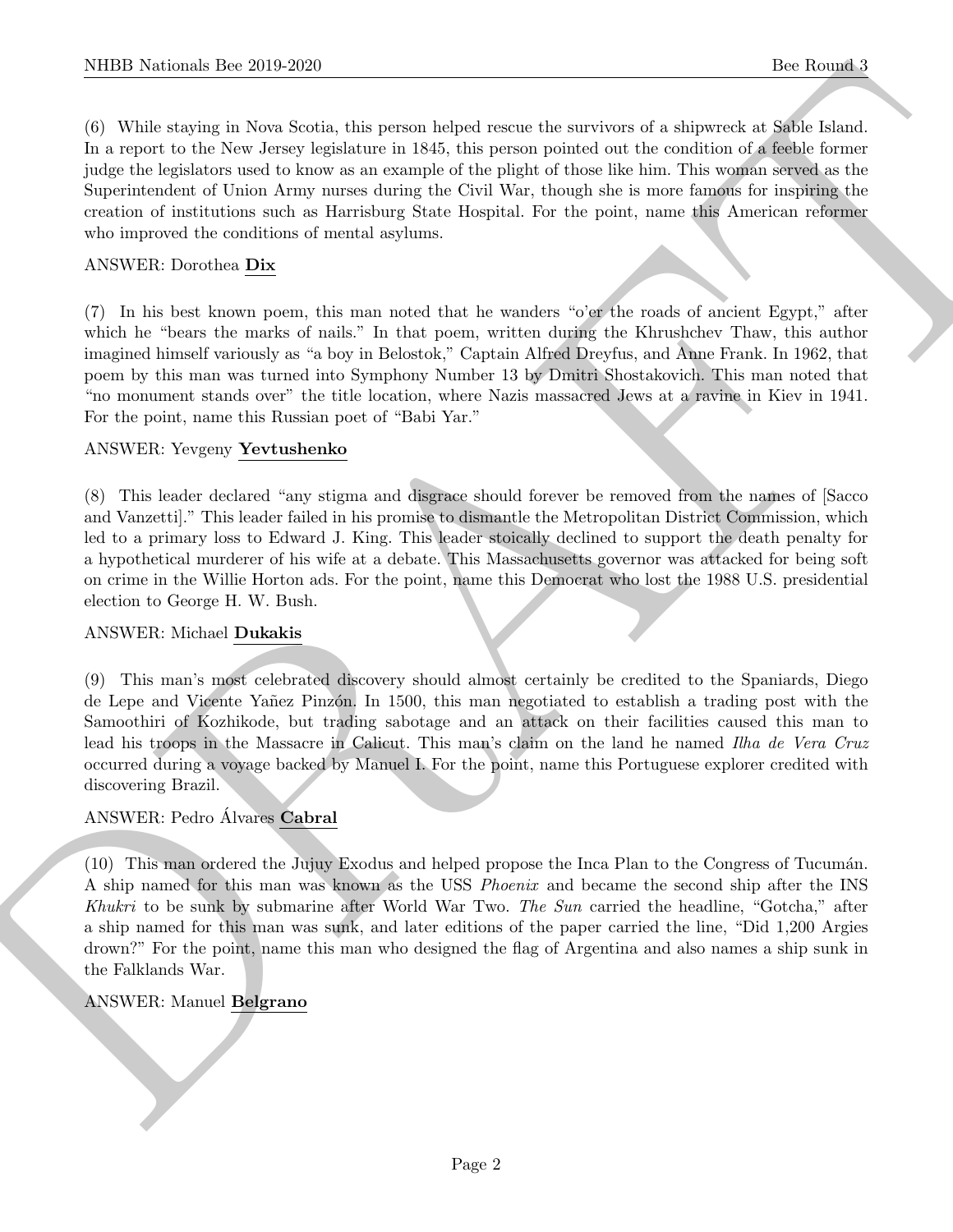(6) While staying in Nova Scotia, this person helped rescue the survivors of a shipwreck at Sable Island. In a report to the New Jersey legislature in 1845, this person pointed out the condition of a feeble former judge the legislators used to know as an example of the plight of those like him. This woman served as the Superintendent of Union Army nurses during the Civil War, though she is more famous for inspiring the creation of institutions such as Harrisburg State Hospital. For the point, name this American reformer who improved the conditions of mental asylums.

ANSWER: Dorothea **Dix**

(7) In his best known poem, this man noted that he wanders "o'er the roads of ancient Egypt," after which he "bears the marks of nails." In that poem, written during the Khrushchev Thaw, this author imagined himself variously as "a boy in Belostok," Captain Alfred Dreyfus, and Anne Frank. In 1962, that poem by this man was turned into Symphony Number 13 by Dmitri Shostakovich. This man noted that "no monument stands over" the title location, where Nazis massacred Jews at a ravine in Kiev in 1941. For the point, name this Russian poet of "Babi Yar."

ANSWER: Yevgeny **Yevtushenko**

(8) This leader declared "any stigma and disgrace should forever be removed from the names of [Sacco and Vanzetti]." This leader failed in his promise to dismantle the Metropolitan District Commission, which led to a primary loss to Edward J. King. This leader stoically declined to support the death penalty for a hypothetical murderer of his wife at a debate. This Massachusetts governor was attacked for being soft on crime in the Willie Horton ads. For the point, name this Democrat who lost the 1988 U.S. presidential election to George H. W. Bush.

ANSWER: Michael **Dukakis**

(9) This man's most celebrated discovery should almost certainly be credited to the Spaniards, Diego de Lepe and Vicente Yañez Pinzón. In 1500, this man negotiated to establish a trading post with the Samoothiri of Kozhikode, but trading sabotage and an attack on their facilities caused this man to lead his troops in the Massacre in Calicut. This man's claim on the land he named *Ilha de Vera Cruz* occurred during a voyage backed by Manuel I. For the point, name this Portuguese explorer credited with discovering Brazil.

ANSWER: Pedro Álvares **Cabral**

(10) This man ordered the Jujuy Exodus and helped propose the Inca Plan to the Congress of Tucumán. A ship named for this man was known as the USS *Phoenix* and became the second ship after the INS *Khukri* to be sunk by submarine after World War Two. *The Sun* carried the headline, "Gotcha," after a ship named for this man was sunk, and later editions of the paper carried the line, "Did 1,200 Argies drown?" For the point, name this man who designed the flag of Argentina and also names a ship sunk in the Falklands War.

ANSWER: Manuel **Belgrano**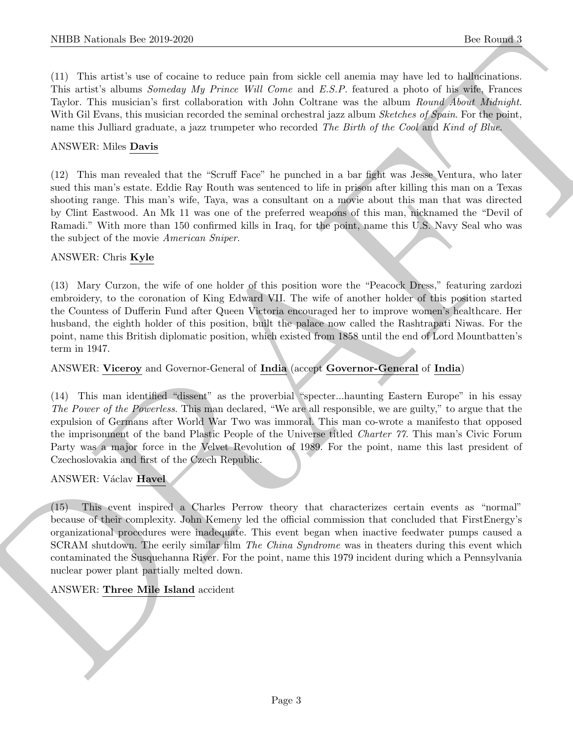(11) This artist's use of cocaine to reduce pain from sickle cell anemia may have led to hallucinations. This artist's albums *Someday My Prince Will Come* and *E.S.P.* featured a photo of his wife, Frances Taylor. This musician's first collaboration with John Coltrane was the album *Round About Midnight*. With Gil Evans, this musician recorded the seminal orchestral jazz album *Sketches of Spain*. For the point, name this Julliard graduate, a jazz trumpeter who recorded *The Birth of the Cool* and *Kind of Blue*.

ANSWER: Miles **Davis**

(12) This man revealed that the "Scruff Face" he punched in a bar fight was Jesse Ventura, who later sued this man's estate. Eddie Ray Routh was sentenced to life in prison after killing this man on a Texas shooting range. This man's wife, Taya, was a consultant on a movie about this man that was directed by Clint Eastwood. An Mk 11 was one of the preferred weapons of this man, nicknamed the "Devil of Ramadi." With more than 150 confirmed kills in Iraq, for the point, name this U.S. Navy Seal who was the subject of the movie *American Sniper*.

ANSWER: Chris **Kyle**

(13) Mary Curzon, the wife of one holder of this position wore the "Peacock Dress," featuring zardozi embroidery, to the coronation of King Edward VII. The wife of another holder of this position started the Countess of Dufferin Fund after Queen Victoria encouraged her to improve women's healthcare. Her husband, the eighth holder of this position, built the palace now called the Rashtrapati Niwas. For the point, name this British diplomatic position, which existed from 1858 until the end of Lord Mountbatten's term in 1947.

ANSWER: **Viceroy** and Governor-General of **India** (accept **Governor-General** of **India**)

(14) This man identified "dissent" as the proverbial "specter...haunting Eastern Europe" in his essay *The Power of the Powerless*. This man declared, "We are all responsible, we are guilty," to argue that the expulsion of Germans after World War Two was immoral. This man co-wrote a manifesto that opposed the imprisonment of the band Plastic People of the Universe titled *Charter 77*. This man's Civic Forum Party was a major force in the Velvet Revolution of 1989. For the point, name this last president of Czechoslovakia and first of the Czech Republic.

ANSWER: Václav **Havel**

(15) This event inspired a Charles Perrow theory that characterizes certain events as "normal" because of their complexity. John Kemeny led the official commission that concluded that FirstEnergy's organizational procedures were inadequate. This event began when inactive feedwater pumps caused a SCRAM shutdown. The eerily similar film *The China Syndrome* was in theaters during this event which contaminated the Susquehanna River. For the point, name this 1979 incident during which a Pennsylvania nuclear power plant partially melted down.

ANSWER: **Three Mile Island** accident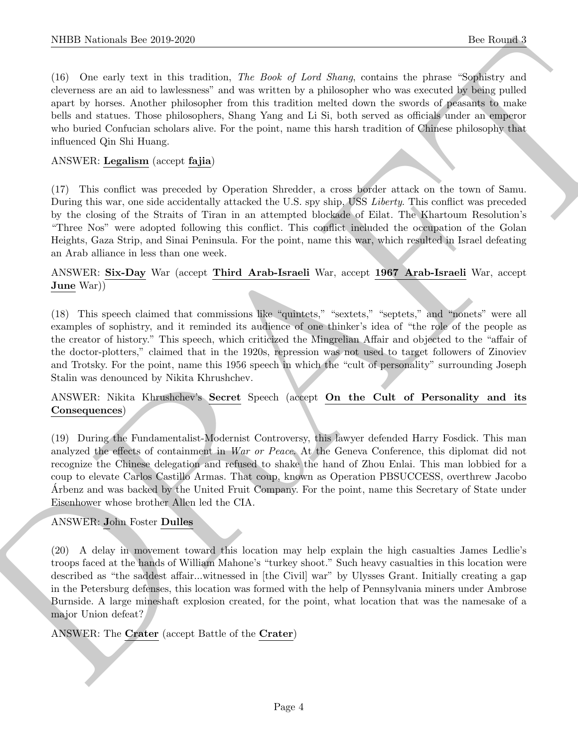(16) One early text in this tradition, *The Book of Lord Shang*, contains the phrase "Sophistry and cleverness are an aid to lawlessness" and was written by a philosopher who was executed by being pulled apart by horses. Another philosopher from this tradition melted down the swords of peasants to make bells and statues. Those philosophers, Shang Yang and Li Si, both served as officials under an emperor who buried Confucian scholars alive. For the point, name this harsh tradition of Chinese philosophy that influenced Qin Shi Huang.

ANSWER: **Legalism** (accept **fajia**)

(17) This conflict was preceded by Operation Shredder, a cross border attack on the town of Samu. During this war, one side accidentally attacked the U.S. spy ship, USS *Liberty*. This conflict was preceded by the closing of the Straits of Tiran in an attempted blockade of Eilat. The Khartoum Resolution's "Three Nos" were adopted following this conflict. This conflict included the occupation of the Golan Heights, Gaza Strip, and Sinai Peninsula. For the point, name this war, which resulted in Israel defeating an Arab alliance in less than one week.

ANSWER: **Six-Day** War (accept **Third Arab-Israeli** War, accept **1967 Arab-Israeli** War, accept **June** War))

(18) This speech claimed that commissions like "quintets," "sextets," "septets," and "nonets" were all examples of sophistry, and it reminded its audience of one thinker's idea of "the role of the people as the creator of history." This speech, which criticized the Mingrelian Affair and objected to the "affair of the doctor-plotters," claimed that in the 1920s, repression was not used to target followers of Zinoviev and Trotsky. For the point, name this 1956 speech in which the "cult of personality" surrounding Joseph Stalin was denounced by Nikita Khrushchev.

ANSWER: Nikita Khrushchev's **Secret** Speech (accept **On the Cult of Personality and its Consequences**)

(19) During the Fundamentalist-Modernist Controversy, this lawyer defended Harry Fosdick. This man analyzed the effects of containment in *War or Peace*. At the Geneva Conference, this diplomat did not recognize the Chinese delegation and refused to shake the hand of Zhou Enlai. This man lobbied for a coup to elevate Carlos Castillo Armas. That coup, known as Operation PBSUCCESS, overthrew Jacobo Árbenz and was backed by the United Fruit Company. For the point, name this Secretary of State under Eisenhower whose brother Allen led the CIA.

ANSWER: **J**ohn Foster **Dulles**

(20) A delay in movement toward this location may help explain the high casualties James Ledlie's troops faced at the hands of William Mahone's "turkey shoot." Such heavy casualties in this location were described as "the saddest affair...witnessed in [the Civil] war" by Ulysses Grant. Initially creating a gap in the Petersburg defenses, this location was formed with the help of Pennsylvania miners under Ambrose Burnside. A large mineshaft explosion created, for the point, what location that was the namesake of a major Union defeat?

ANSWER: The **Crater** (accept Battle of the **Crater**)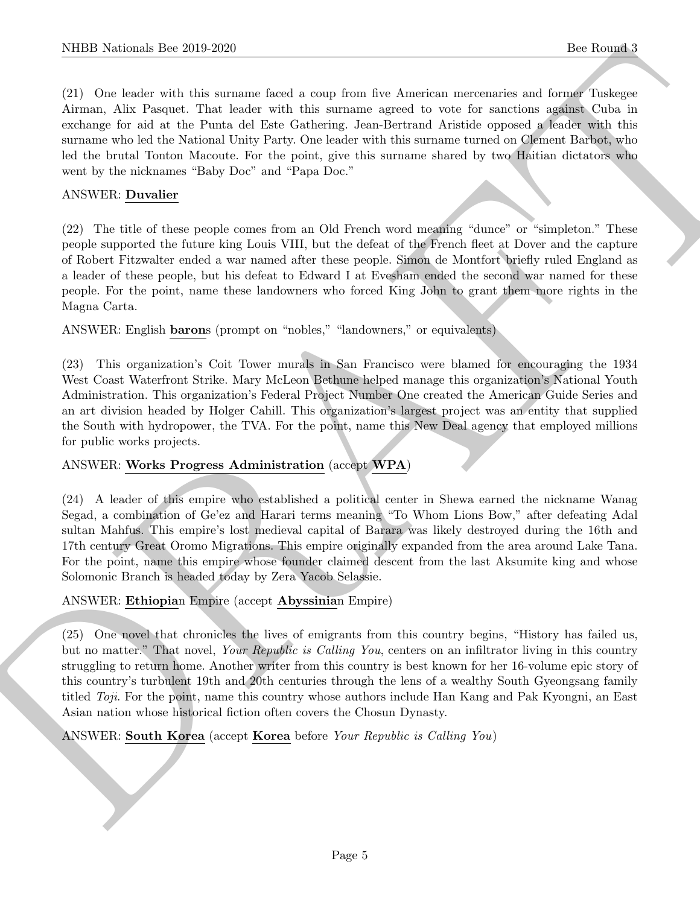(21) One leader with this surname faced a coup from five American mercenaries and former Tuskegee Airman, Alix Pasquet. That leader with this surname agreed to vote for sanctions against Cuba in exchange for aid at the Punta del Este Gathering. Jean-Bertrand Aristide opposed a leader with this surname who led the National Unity Party. One leader with this surname turned on Clement Barbot, who led the brutal Tonton Macoute. For the point, give this surname shared by two Haitian dictators who went by the nicknames "Baby Doc" and "Papa Doc."

ANSWER: **Duvalier**

(22) The title of these people comes from an Old French word meaning "dunce" or "simpleton." These people supported the future king Louis VIII, but the defeat of the French fleet at Dover and the capture of Robert Fitzwalter ended a war named after these people. Simon de Montfort briefly ruled England as a leader of these people, but his defeat to Edward I at Evesham ended the second war named for these people. For the point, name these landowners who forced King John to grant them more rights in the Magna Carta.

ANSWER: English **baron**s (prompt on "nobles," "landowners," or equivalents)

(23) This organization's Coit Tower murals in San Francisco were blamed for encouraging the 1934 West Coast Waterfront Strike. Mary McLeon Bethune helped manage this organization's National Youth Administration. This organization's Federal Project Number One created the American Guide Series and an art division headed by Holger Cahill. This organization's largest project was an entity that supplied the South with hydropower, the TVA. For the point, name this New Deal agency that employed millions for public works projects.

ANSWER: **Works Progress Administration** (accept **WPA**)

(24) A leader of this empire who established a political center in Shewa earned the nickname Wanag Segad, a combination of Ge'ez and Harari terms meaning "To Whom Lions Bow," after defeating Adal sultan Mahfus. This empire's lost medieval capital of Barara was likely destroyed during the 16th and 17th century Great Oromo Migrations. This empire originally expanded from the area around Lake Tana. For the point, name this empire whose founder claimed descent from the last Aksumite king and whose Solomonic Branch is headed today by Zera Yacob Selassie.

ANSWER: **Ethiopia**n Empire (accept **Abyssinia**n Empire)

(25) One novel that chronicles the lives of emigrants from this country begins, "History has failed us, but no matter." That novel, *Your Republic is Calling You*, centers on an infiltrator living in this country struggling to return home. Another writer from this country is best known for her 16-volume epic story of this country's turbulent 19th and 20th centuries through the lens of a wealthy South Gyeongsang family titled *Toji*. For the point, name this country whose authors include Han Kang and Pak Kyongni, an East Asian nation whose historical fiction often covers the Chosun Dynasty.

ANSWER: **South Korea** (accept **Korea** before *Your Republic is Calling You*)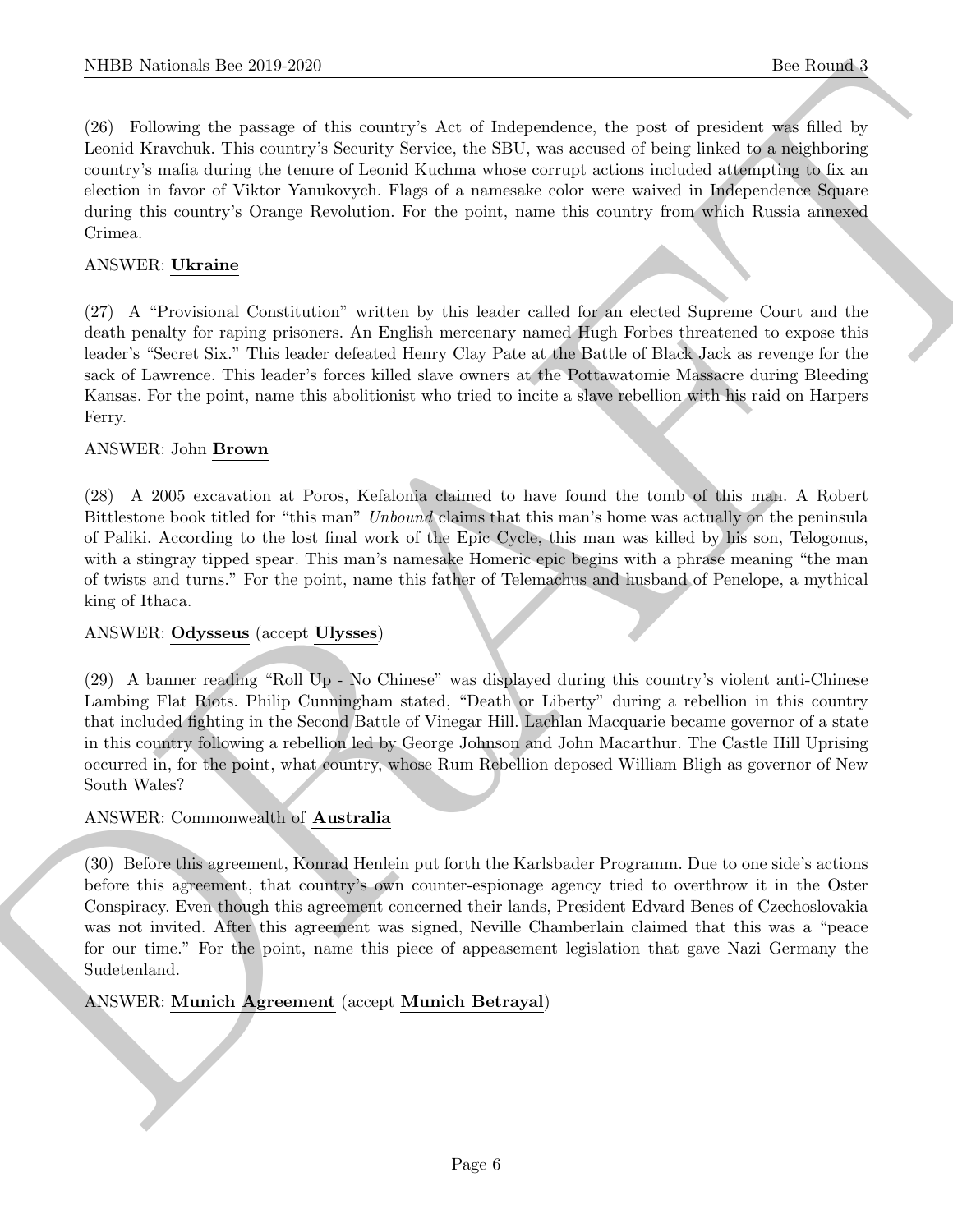(26) Following the passage of this country's Act of Independence, the post of president was filled by Leonid Kravchuk. This country's Security Service, the SBU, was accused of being linked to a neighboring country's mafia during the tenure of Leonid Kuchma whose corrupt actions included attempting to fix an election in favor of Viktor Yanukovych. Flags of a namesake color were waived in Independence Square during this country's Orange Revolution. For the point, name this country from which Russia annexed Crimea.

ANSWER: **Ukraine**

(27) A "Provisional Constitution" written by this leader called for an elected Supreme Court and the death penalty for raping prisoners. An English mercenary named Hugh Forbes threatened to expose this leader's "Secret Six." This leader defeated Henry Clay Pate at the Battle of Black Jack as revenge for the sack of Lawrence. This leader's forces killed slave owners at the Pottawatomie Massacre during Bleeding Kansas. For the point, name this abolitionist who tried to incite a slave rebellion with his raid on Harpers Ferry.

ANSWER: John **Brown**

(28) A 2005 excavation at Poros, Kefalonia claimed to have found the tomb of this man. A Robert Bittlestone book titled for "this man" *Unbound* claims that this man's home was actually on the peninsula of Paliki. According to the lost final work of the Epic Cycle, this man was killed by his son, Telogonus, with a stingray tipped spear. This man's namesake Homeric epic begins with a phrase meaning "the man of twists and turns." For the point, name this father of Telemachus and husband of Penelope, a mythical king of Ithaca.

ANSWER: **Odysseus** (accept **Ulysses**)

(29) A banner reading "Roll Up - No Chinese" was displayed during this country's violent anti-Chinese Lambing Flat Riots. Philip Cunningham stated, "Death or Liberty" during a rebellion in this country that included fighting in the Second Battle of Vinegar Hill. Lachlan Macquarie became governor of a state in this country following a rebellion led by George Johnson and John Macarthur. The Castle Hill Uprising occurred in, for the point, what country, whose Rum Rebellion deposed William Bligh as governor of New South Wales?

ANSWER: Commonwealth of **Australia**

(30) Before this agreement, Konrad Henlein put forth the Karlsbader Programm. Due to one side's actions before this agreement, that country's own counter-espionage agency tried to overthrow it in the Oster Conspiracy. Even though this agreement concerned their lands, President Edvard Benes of Czechoslovakia was not invited. After this agreement was signed, Neville Chamberlain claimed that this was a "peace for our time." For the point, name this piece of appeasement legislation that gave Nazi Germany the Sudetenland.

ANSWER: **Munich Agreement** (accept **Munich Betrayal**)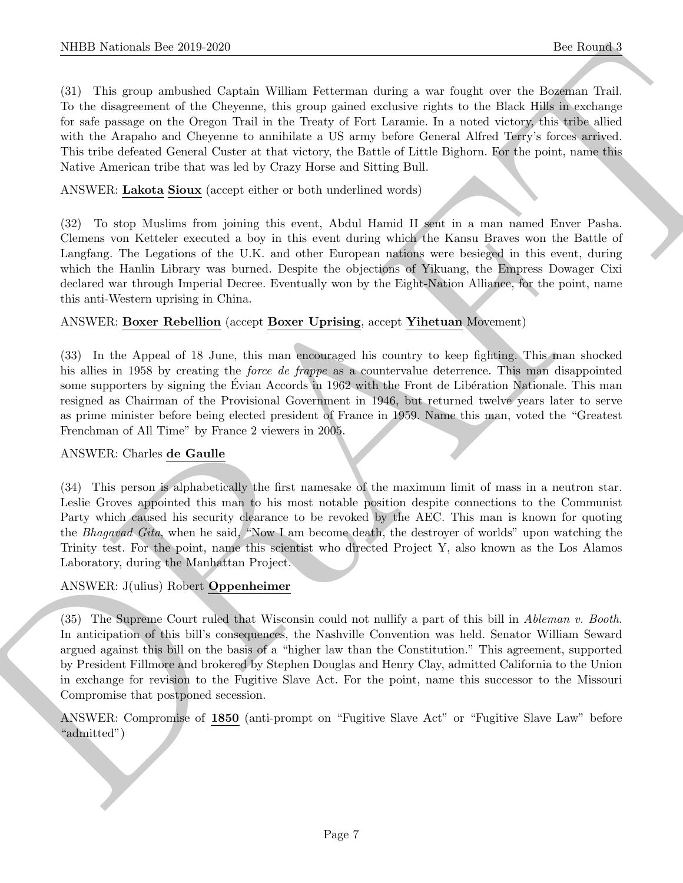(31) This group ambushed Captain William Fetterman during a war fought over the Bozeman Trail. To the disagreement of the Cheyenne, this group gained exclusive rights to the Black Hills in exchange for safe passage on the Oregon Trail in the Treaty of Fort Laramie. In a noted victory, this tribe allied with the Arapaho and Cheyenne to annihilate a US army before General Alfred Terry's forces arrived. This tribe defeated General Custer at that victory, the Battle of Little Bighorn. For the point, name this Native American tribe that was led by Crazy Horse and Sitting Bull.

ANSWER: **Lakota Sioux** (accept either or both underlined words)

(32) To stop Muslims from joining this event, Abdul Hamid II sent in a man named Enver Pasha. Clemens von Ketteler executed a boy in this event during which the Kansu Braves won the Battle of Langfang. The Legations of the U.K. and other European nations were besieged in this event, during which the Hanlin Library was burned. Despite the objections of Yikuang, the Empress Dowager Cixi declared war through Imperial Decree. Eventually won by the Eight-Nation Alliance, for the point, name this anti-Western uprising in China.

ANSWER: **Boxer Rebellion** (accept **Boxer Uprising**, accept **Yihetuan** Movement)

(33) In the Appeal of 18 June, this man encouraged his country to keep fighting. This man shocked his allies in 1958 by creating the *force de frappe* as a countervalue deterrence. This man disappointed some supporters by signing the Évian Accords in 1962 with the Front de Libération Nationale. This man resigned as Chairman of the Provisional Government in 1946, but returned twelve years later to serve as prime minister before being elected president of France in 1959. Name this man, voted the "Greatest Frenchman of All Time" by France 2 viewers in 2005.

ANSWER: Charles **de Gaulle**

(34) This person is alphabetically the first namesake of the maximum limit of mass in a neutron star. Leslie Groves appointed this man to his most notable position despite connections to the Communist Party which caused his security clearance to be revoked by the AEC. This man is known for quoting the *Bhagavad Gita*, when he said, "Now I am become death, the destroyer of worlds" upon watching the Trinity test. For the point, name this scientist who directed Project Y, also known as the Los Alamos Laboratory, during the Manhattan Project.

ANSWER: J(ulius) Robert **Oppenheimer**

(35) The Supreme Court ruled that Wisconsin could not nullify a part of this bill in *Ableman v. Booth*. In anticipation of this bill's consequences, the Nashville Convention was held. Senator William Seward argued against this bill on the basis of a "higher law than the Constitution." This agreement, supported by President Fillmore and brokered by Stephen Douglas and Henry Clay, admitted California to the Union in exchange for revision to the Fugitive Slave Act. For the point, name this successor to the Missouri Compromise that postponed secession.

ANSWER: Compromise of **1850** (anti-prompt on "Fugitive Slave Act" or "Fugitive Slave Law" before "admitted")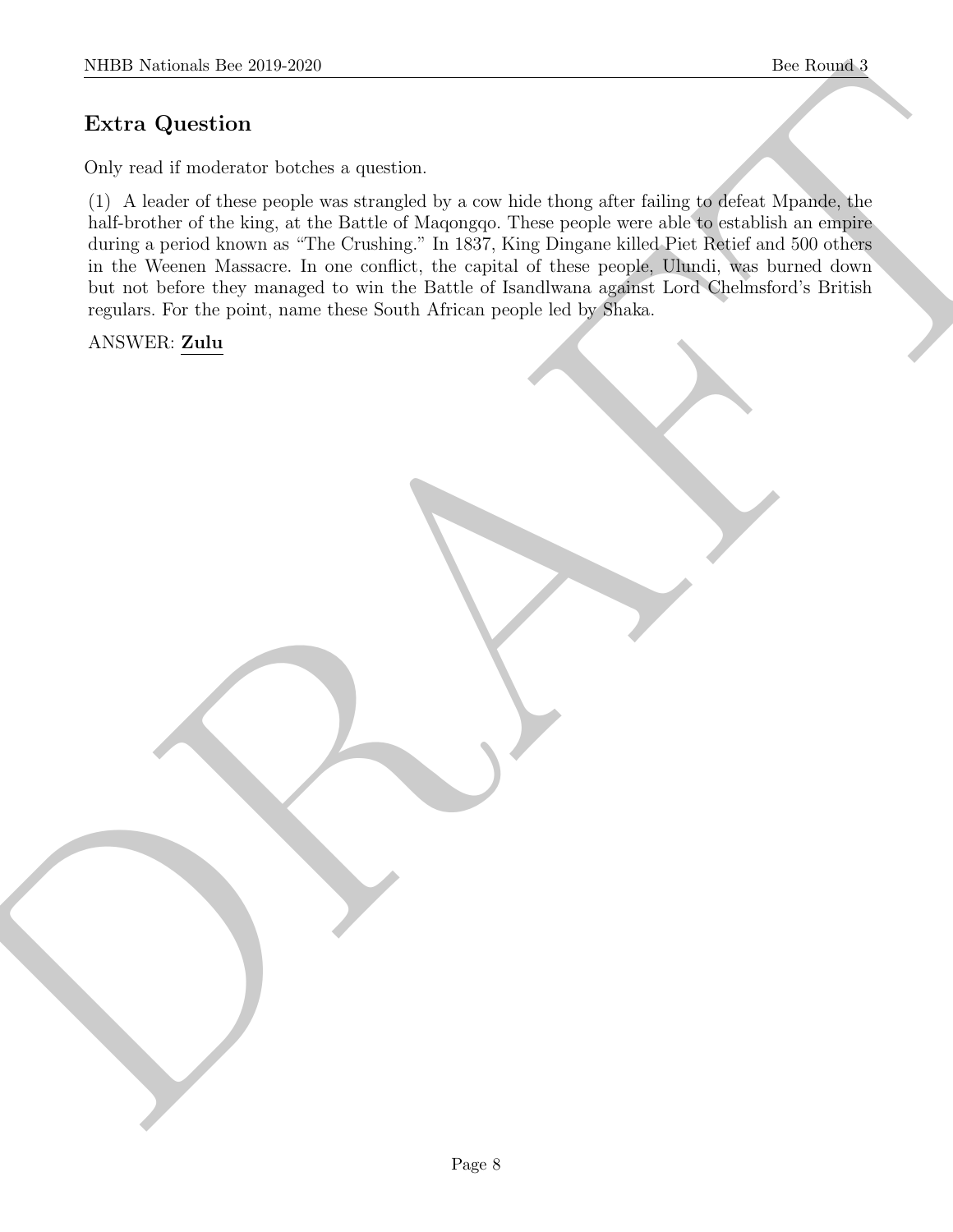## Extra Question

Only read if moderator botches a question.

(1) A leader of these people was strangled by a cow hide thong after failing to defeat Mpande, the half-brother of the king, at the Battle of Maqongqo. These people were able to establish an empire during a period known as "The Crushing." In 1837, King Dingane killed Piet Retief and 500 others in the Weenen Massacre. In one conflict, the capital of these people, Ulundi, was burned down but not before they managed to win the Battle of Isandlwana against Lord Chelmsford's British regulars. For the point, name these South African people led by Shaka.

ANSWER: **Zulu**